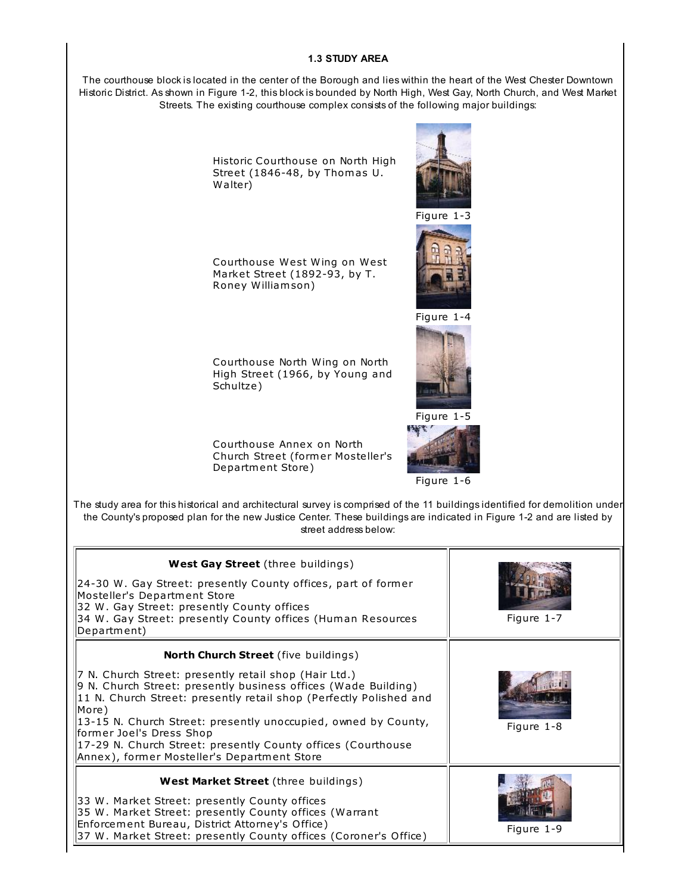### 1.3 STUDY AREA

The courthouse block is located in the center of the Borough and lies within the heart of the West Chester Downtown Historic District. As shown in Figure 1-2, this block is bounded by North High, West Gay, North Church, and West Market Streets. The existing courthouse complex consists of the following major buildings:

Historic Courthouse on North High Street (1846-48, by Thomas U. Walter)

Figure 1-3

Courthouse West Wing on West Market Street (1892-93, by T. Roney Williamson)

Figure 1-4

Courthouse North Wing on North High Street (1966, by Young and Schultze)

Figure 1-5

Courthouse Annex on North Church Street (former Mosteller's Department Store)

Figure 1-6

The study area for this historical and architectural survey is comprised of the 11 buildings identified for demolition under the County's proposed plan for the new Justice Center. These buildings are indicated in Figure 1-2 and are listed by street address below:

| Buildings | Figure |
|---|---|
| **West Gay Street** (three buildings)<br>24-30 W. Gay Street: presently County offices, part of former Mosteller's Department Store<br>32 W. Gay Street: presently County offices<br>34 W. Gay Street: presently County offices (Human Resources Department) | Figure 1-7 |
| **North Church Street** (five buildings)<br>7 N. Church Street: presently retail shop (Hair Ltd.)<br>9 N. Church Street: presently business offices (Wade Building)<br>11 N. Church Street: presently retail shop (Perfectly Polished and More)<br>13-15 N. Church Street: presently unoccupied, owned by County, former Joel's Dress Shop<br>17-29 N. Church Street: presently County offices (Courthouse Annex), former Mosteller's Department Store | Figure 1-8 |
| **West Market Street** (three buildings)<br>33 W. Market Street: presently County offices<br>35 W. Market Street: presently County offices (Warrant Enforcement Bureau, District Attorney's Office)<br>37 W. Market Street: presently County offices (Coroner's Office) | Figure 1-9 |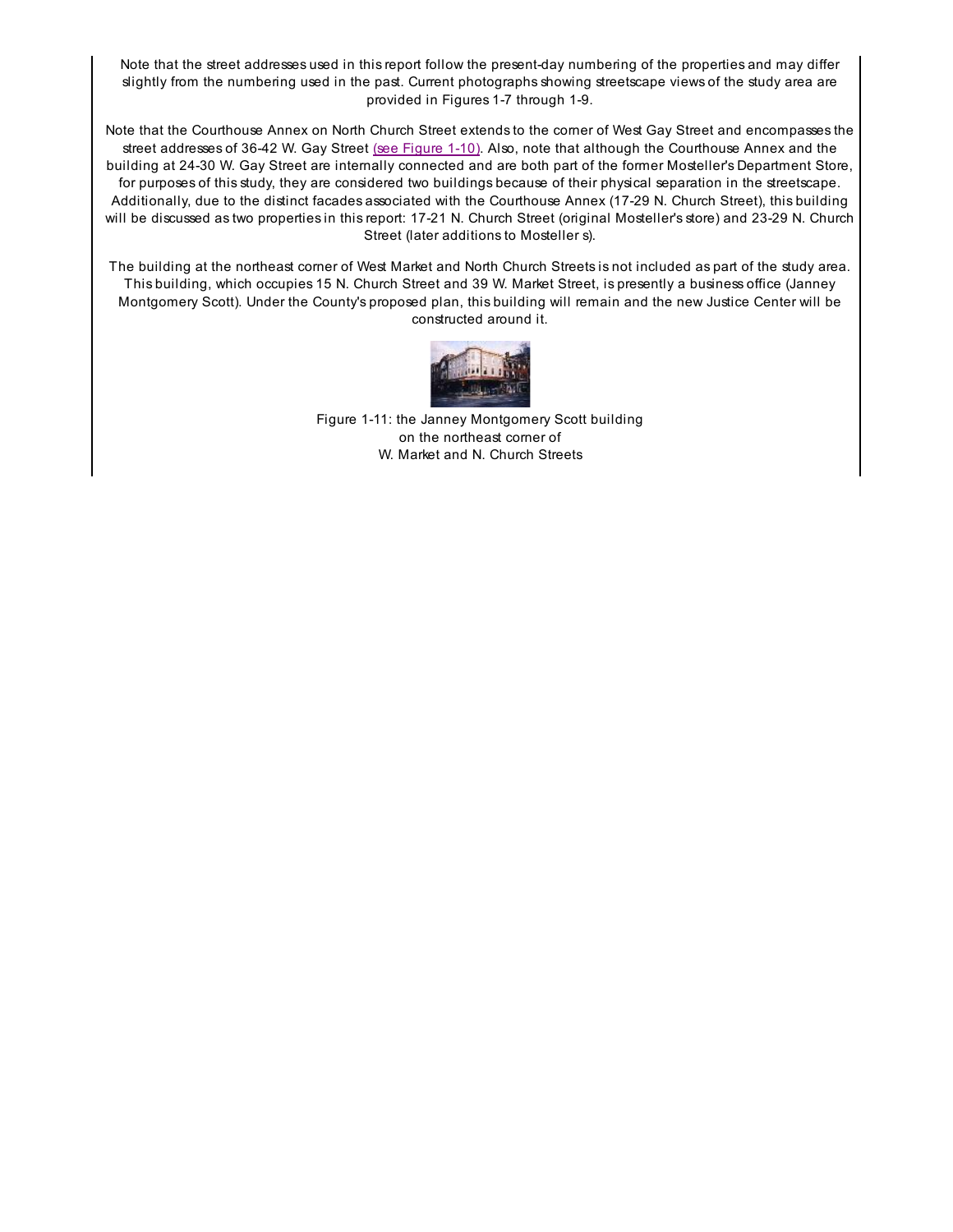Note that the street addresses used in this report follow the present-day numbering of the properties and may differ slightly from the numbering used in the past. Current photographs showing streetscape views of the study area are provided in Figures 1-7 through 1-9.

Note that the Courthouse Annex on North Church Street extends to the corner of West Gay Street and encompasses the street addresses of 36-42 W. Gay Street (see Figure 1-10). Also, note that although the Courthouse Annex and the building at 24-30 W. Gay Street are internally connected and are both part of the former Mosteller's Department Store, for purposes of this study, they are considered two buildings because of their physical separation in the streetscape. Additionally, due to the distinct facades associated with the Courthouse Annex (17-29 N. Church Street), this building will be discussed as two properties in this report: 17-21 N. Church Street (original Mosteller's store) and 23-29 N. Church Street (later additions to Mosteller s).

The building at the northeast corner of West Market and North Church Streets is not included as part of the study area. This building, which occupies 15 N. Church Street and 39 W. Market Street, is presently a business office (Janney Montgomery Scott). Under the County's proposed plan, this building will remain and the new Justice Center will be constructed around it.

Figure 1-11: the Janney Montgomery Scott building on the northeast corner of W. Market and N. Church Streets